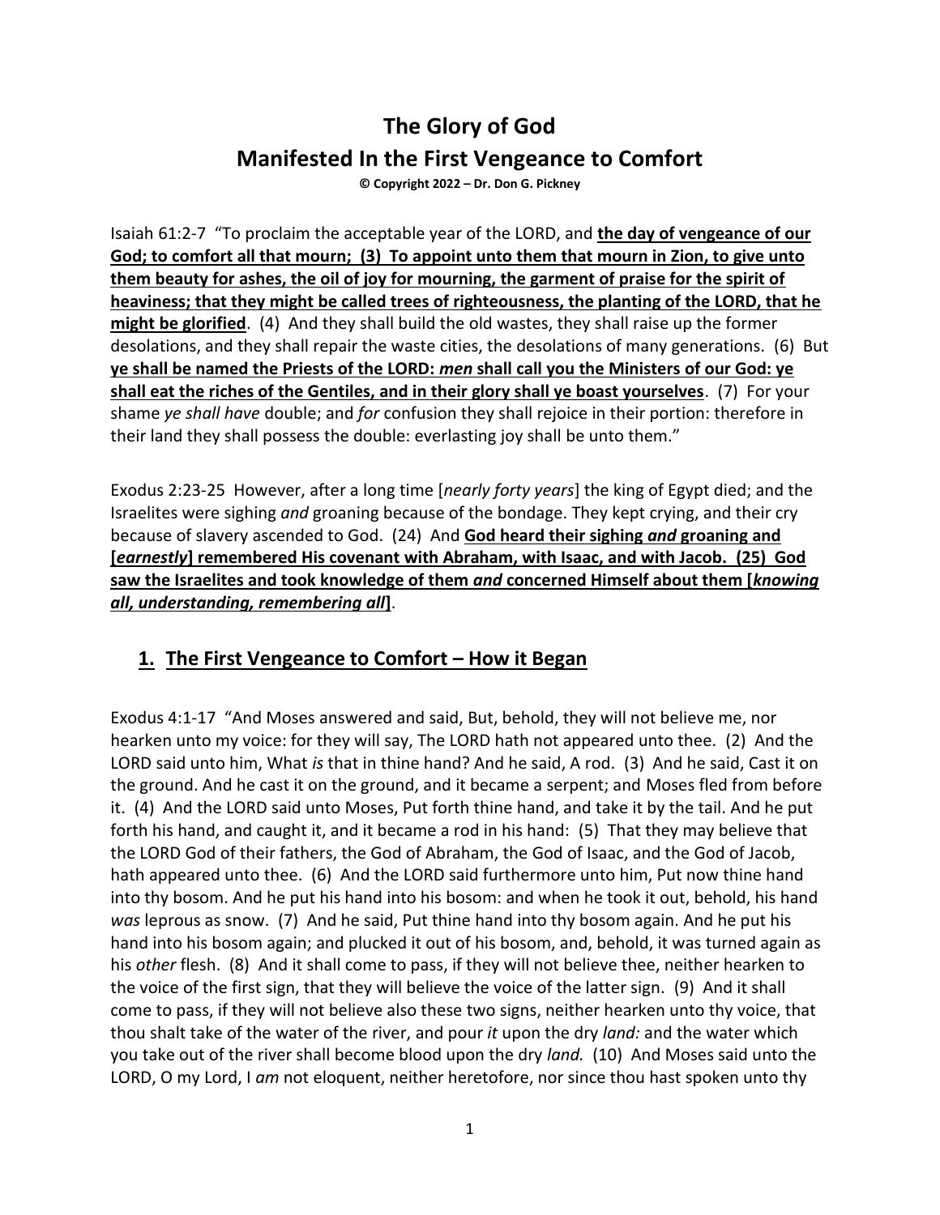# The Glory of God
# Manifested In the First Vengeance to Comfort

**© Copyright 2022 – Dr. Don G. Pickney**

Isaiah 61:2-7 "To proclaim the acceptable year of the LORD, and **the day of vengeance of our God; to comfort all that mourn; (3) To appoint unto them that mourn in Zion, to give unto them beauty for ashes, the oil of joy for mourning, the garment of praise for the spirit of heaviness; that they might be called trees of righteousness, the planting of the LORD, that he might be glorified**. (4) And they shall build the old wastes, they shall raise up the former desolations, and they shall repair the waste cities, the desolations of many generations. (6) But **ye shall be named the Priests of the LORD: *men* shall call you the Ministers of our God: ye shall eat the riches of the Gentiles, and in their glory shall ye boast yourselves**. (7) For your shame *ye shall have* double; and *for* confusion they shall rejoice in their portion: therefore in their land they shall possess the double: everlasting joy shall be unto them."

Exodus 2:23-25 However, after a long time [*nearly forty years*] the king of Egypt died; and the Israelites were sighing *and* groaning because of the bondage. They kept crying, and their cry because of slavery ascended to God. (24) And **God heard their sighing *and* groaning and [*earnestly*] remembered His covenant with Abraham, with Isaac, and with Jacob. (25) God saw the Israelites and took knowledge of them *and* concerned Himself about them [*knowing all, understanding, remembering all*]**.

## 1. The First Vengeance to Comfort – How it Began

Exodus 4:1-17 "And Moses answered and said, But, behold, they will not believe me, nor hearken unto my voice: for they will say, The LORD hath not appeared unto thee. (2) And the LORD said unto him, What *is* that in thine hand? And he said, A rod. (3) And he said, Cast it on the ground. And he cast it on the ground, and it became a serpent; and Moses fled from before it. (4) And the LORD said unto Moses, Put forth thine hand, and take it by the tail. And he put forth his hand, and caught it, and it became a rod in his hand: (5) That they may believe that the LORD God of their fathers, the God of Abraham, the God of Isaac, and the God of Jacob, hath appeared unto thee. (6) And the LORD said furthermore unto him, Put now thine hand into thy bosom. And he put his hand into his bosom: and when he took it out, behold, his hand *was* leprous as snow. (7) And he said, Put thine hand into thy bosom again. And he put his hand into his bosom again; and plucked it out of his bosom, and, behold, it was turned again as his *other* flesh. (8) And it shall come to pass, if they will not believe thee, neither hearken to the voice of the first sign, that they will believe the voice of the latter sign. (9) And it shall come to pass, if they will not believe also these two signs, neither hearken unto thy voice, that thou shalt take of the water of the river, and pour *it* upon the dry *land:* and the water which you take out of the river shall become blood upon the dry *land.* (10) And Moses said unto the LORD, O my Lord, I *am* not eloquent, neither heretofore, nor since thou hast spoken unto thy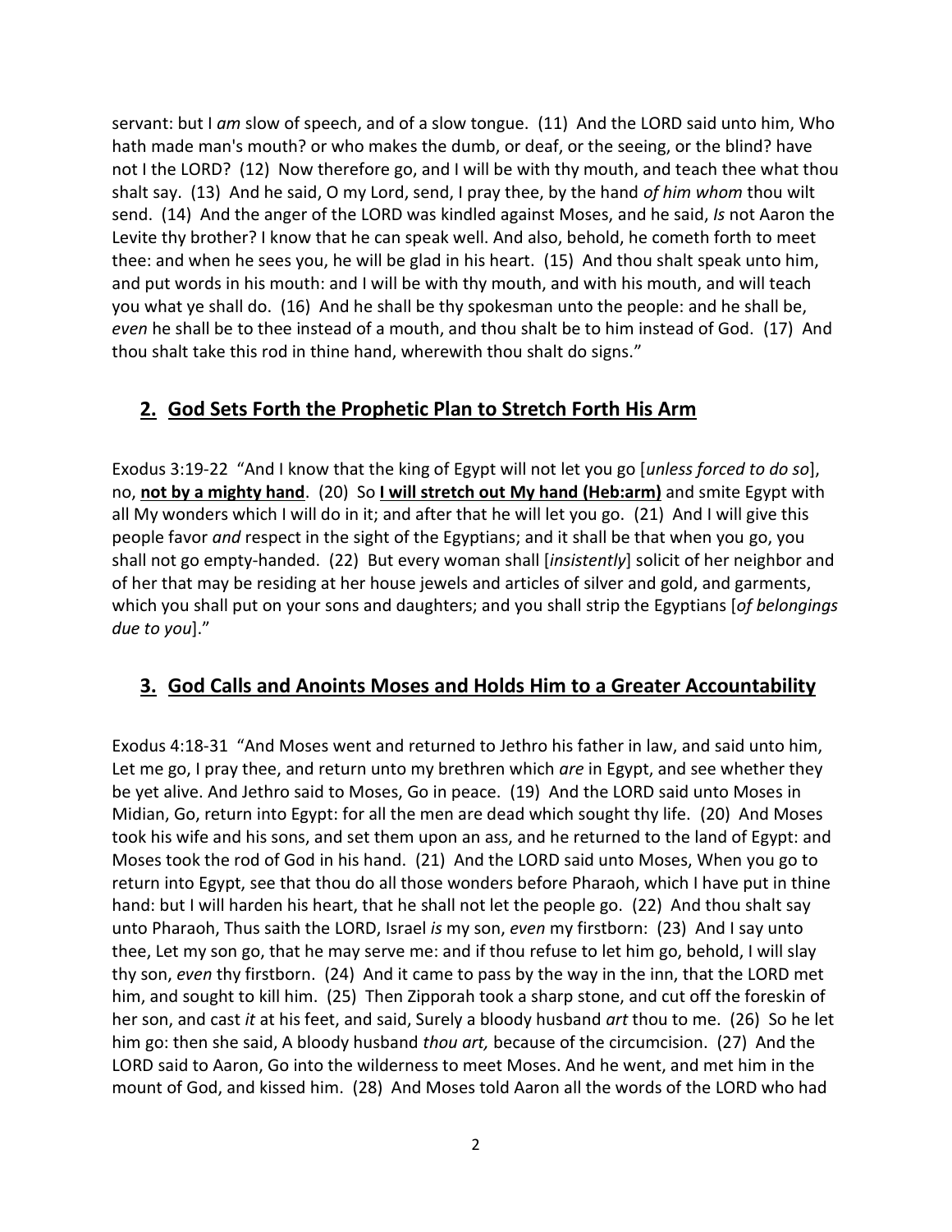servant: but I *am* slow of speech, and of a slow tongue. (11) And the LORD said unto him, Who hath made man's mouth? or who makes the dumb, or deaf, or the seeing, or the blind? have not I the LORD? (12) Now therefore go, and I will be with thy mouth, and teach thee what thou shalt say. (13) And he said, O my Lord, send, I pray thee, by the hand *of him whom* thou wilt send. (14) And the anger of the LORD was kindled against Moses, and he said, *Is* not Aaron the Levite thy brother? I know that he can speak well. And also, behold, he cometh forth to meet thee: and when he sees you, he will be glad in his heart. (15) And thou shalt speak unto him, and put words in his mouth: and I will be with thy mouth, and with his mouth, and will teach you what ye shall do. (16) And he shall be thy spokesman unto the people: and he shall be, *even* he shall be to thee instead of a mouth, and thou shalt be to him instead of God. (17) And thou shalt take this rod in thine hand, wherewith thou shalt do signs."

## 2. God Sets Forth the Prophetic Plan to Stretch Forth His Arm

Exodus 3:19-22 "And I know that the king of Egypt will not let you go [*unless forced to do so*], no, **not by a mighty hand**. (20) So **I will stretch out My hand (Heb:arm)** and smite Egypt with all My wonders which I will do in it; and after that he will let you go. (21) And I will give this people favor *and* respect in the sight of the Egyptians; and it shall be that when you go, you shall not go empty-handed. (22) But every woman shall [*insistently*] solicit of her neighbor and of her that may be residing at her house jewels and articles of silver and gold, and garments, which you shall put on your sons and daughters; and you shall strip the Egyptians [*of belongings due to you*]."

## 3. God Calls and Anoints Moses and Holds Him to a Greater Accountability

Exodus 4:18-31 "And Moses went and returned to Jethro his father in law, and said unto him, Let me go, I pray thee, and return unto my brethren which *are* in Egypt, and see whether they be yet alive. And Jethro said to Moses, Go in peace. (19) And the LORD said unto Moses in Midian, Go, return into Egypt: for all the men are dead which sought thy life. (20) And Moses took his wife and his sons, and set them upon an ass, and he returned to the land of Egypt: and Moses took the rod of God in his hand. (21) And the LORD said unto Moses, When you go to return into Egypt, see that thou do all those wonders before Pharaoh, which I have put in thine hand: but I will harden his heart, that he shall not let the people go. (22) And thou shalt say unto Pharaoh, Thus saith the LORD, Israel *is* my son, *even* my firstborn: (23) And I say unto thee, Let my son go, that he may serve me: and if thou refuse to let him go, behold, I will slay thy son, *even* thy firstborn. (24) And it came to pass by the way in the inn, that the LORD met him, and sought to kill him. (25) Then Zipporah took a sharp stone, and cut off the foreskin of her son, and cast *it* at his feet, and said, Surely a bloody husband *art* thou to me. (26) So he let him go: then she said, A bloody husband *thou art,* because of the circumcision. (27) And the LORD said to Aaron, Go into the wilderness to meet Moses. And he went, and met him in the mount of God, and kissed him. (28) And Moses told Aaron all the words of the LORD who had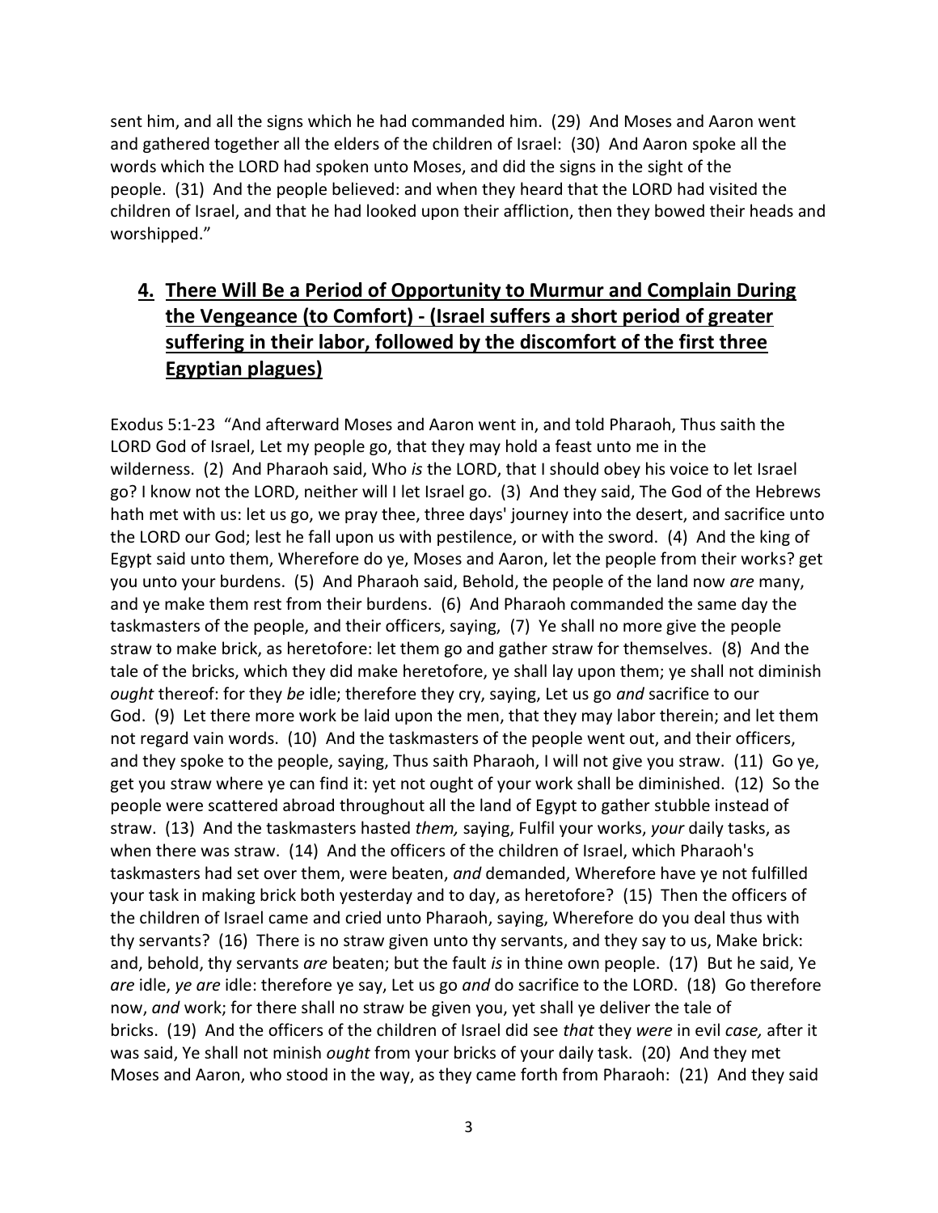sent him, and all the signs which he had commanded him. (29) And Moses and Aaron went and gathered together all the elders of the children of Israel: (30) And Aaron spoke all the words which the LORD had spoken unto Moses, and did the signs in the sight of the people. (31) And the people believed: and when they heard that the LORD had visited the children of Israel, and that he had looked upon their affliction, then they bowed their heads and worshipped."

## **4. There Will Be a Period of Opportunity to Murmur and Complain During the Vengeance (to Comfort) - (Israel suffers a short period of greater suffering in their labor, followed by the discomfort of the first three Egyptian plagues)**

Exodus 5:1-23 "And afterward Moses and Aaron went in, and told Pharaoh, Thus saith the LORD God of Israel, Let my people go, that they may hold a feast unto me in the wilderness. (2) And Pharaoh said, Who *is* the LORD, that I should obey his voice to let Israel go? I know not the LORD, neither will I let Israel go. (3) And they said, The God of the Hebrews hath met with us: let us go, we pray thee, three days' journey into the desert, and sacrifice unto the LORD our God; lest he fall upon us with pestilence, or with the sword. (4) And the king of Egypt said unto them, Wherefore do ye, Moses and Aaron, let the people from their works? get you unto your burdens. (5) And Pharaoh said, Behold, the people of the land now *are* many, and ye make them rest from their burdens. (6) And Pharaoh commanded the same day the taskmasters of the people, and their officers, saying, (7) Ye shall no more give the people straw to make brick, as heretofore: let them go and gather straw for themselves. (8) And the tale of the bricks, which they did make heretofore, ye shall lay upon them; ye shall not diminish *ought* thereof: for they *be* idle; therefore they cry, saying, Let us go *and* sacrifice to our God. (9) Let there more work be laid upon the men, that they may labor therein; and let them not regard vain words. (10) And the taskmasters of the people went out, and their officers, and they spoke to the people, saying, Thus saith Pharaoh, I will not give you straw. (11) Go ye, get you straw where ye can find it: yet not ought of your work shall be diminished. (12) So the people were scattered abroad throughout all the land of Egypt to gather stubble instead of straw. (13) And the taskmasters hasted *them,* saying, Fulfil your works, *your* daily tasks, as when there was straw. (14) And the officers of the children of Israel, which Pharaoh's taskmasters had set over them, were beaten, *and* demanded, Wherefore have ye not fulfilled your task in making brick both yesterday and to day, as heretofore? (15) Then the officers of the children of Israel came and cried unto Pharaoh, saying, Wherefore do you deal thus with thy servants? (16) There is no straw given unto thy servants, and they say to us, Make brick: and, behold, thy servants *are* beaten; but the fault *is* in thine own people. (17) But he said, Ye *are* idle, *ye are* idle: therefore ye say, Let us go *and* do sacrifice to the LORD. (18) Go therefore now, *and* work; for there shall no straw be given you, yet shall ye deliver the tale of bricks. (19) And the officers of the children of Israel did see *that* they *were* in evil *case,* after it was said, Ye shall not minish *ought* from your bricks of your daily task. (20) And they met Moses and Aaron, who stood in the way, as they came forth from Pharaoh: (21) And they said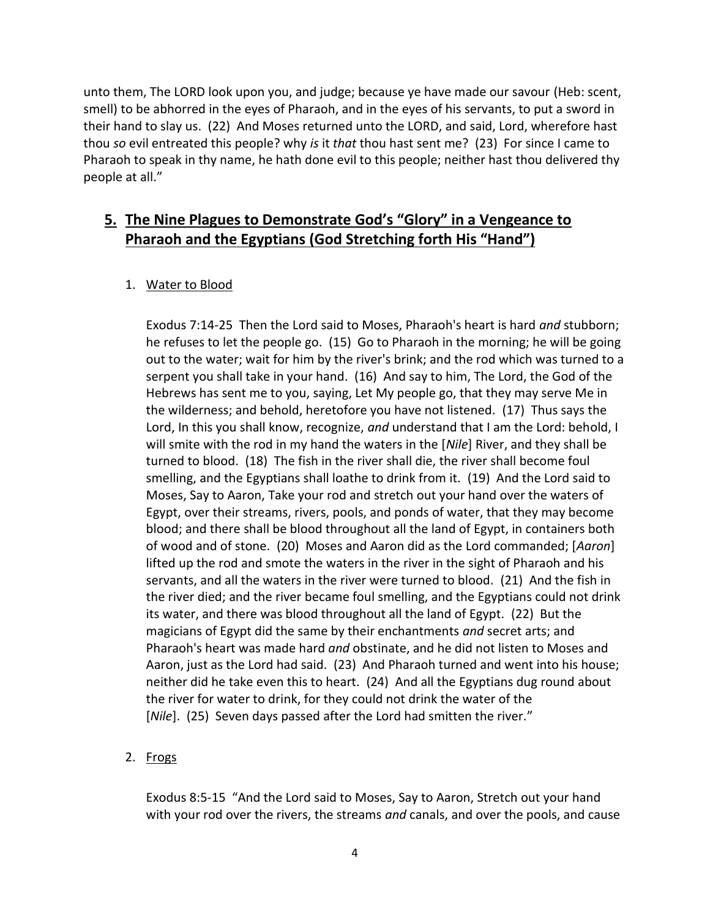unto them, The LORD look upon you, and judge; because ye have made our savour (Heb: scent, smell) to be abhorred in the eyes of Pharaoh, and in the eyes of his servants, to put a sword in their hand to slay us. (22) And Moses returned unto the LORD, and said, Lord, wherefore hast thou *so* evil entreated this people? why *is* it *that* thou hast sent me? (23) For since I came to Pharaoh to speak in thy name, he hath done evil to this people; neither hast thou delivered thy people at all."

## **5. The Nine Plagues to Demonstrate God's "Glory" in a Vengeance to Pharaoh and the Egyptians (God Stretching forth His "Hand")**

1. Water to Blood

   Exodus 7:14-25 Then the Lord said to Moses, Pharaoh's heart is hard *and* stubborn; he refuses to let the people go. (15) Go to Pharaoh in the morning; he will be going out to the water; wait for him by the river's brink; and the rod which was turned to a serpent you shall take in your hand. (16) And say to him, The Lord, the God of the Hebrews has sent me to you, saying, Let My people go, that they may serve Me in the wilderness; and behold, heretofore you have not listened. (17) Thus says the Lord, In this you shall know, recognize, *and* understand that I am the Lord: behold, I will smite with the rod in my hand the waters in the [*Nile*] River, and they shall be turned to blood. (18) The fish in the river shall die, the river shall become foul smelling, and the Egyptians shall loathe to drink from it. (19) And the Lord said to Moses, Say to Aaron, Take your rod and stretch out your hand over the waters of Egypt, over their streams, rivers, pools, and ponds of water, that they may become blood; and there shall be blood throughout all the land of Egypt, in containers both of wood and of stone. (20) Moses and Aaron did as the Lord commanded; [*Aaron*] lifted up the rod and smote the waters in the river in the sight of Pharaoh and his servants, and all the waters in the river were turned to blood. (21) And the fish in the river died; and the river became foul smelling, and the Egyptians could not drink its water, and there was blood throughout all the land of Egypt. (22) But the magicians of Egypt did the same by their enchantments *and* secret arts; and Pharaoh's heart was made hard *and* obstinate, and he did not listen to Moses and Aaron, just as the Lord had said. (23) And Pharaoh turned and went into his house; neither did he take even this to heart. (24) And all the Egyptians dug round about the river for water to drink, for they could not drink the water of the [*Nile*]. (25) Seven days passed after the Lord had smitten the river."

2. Frogs

   Exodus 8:5-15 "And the Lord said to Moses, Say to Aaron, Stretch out your hand with your rod over the rivers, the streams *and* canals, and over the pools, and cause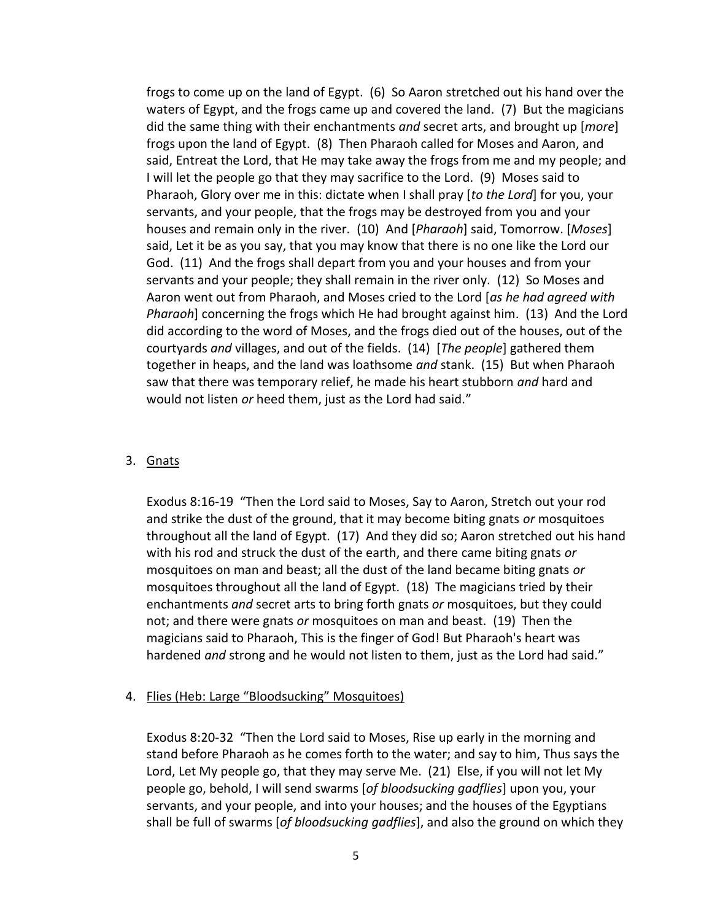frogs to come up on the land of Egypt. (6) So Aaron stretched out his hand over the waters of Egypt, and the frogs came up and covered the land. (7) But the magicians did the same thing with their enchantments *and* secret arts, and brought up [*more*] frogs upon the land of Egypt. (8) Then Pharaoh called for Moses and Aaron, and said, Entreat the Lord, that He may take away the frogs from me and my people; and I will let the people go that they may sacrifice to the Lord. (9) Moses said to Pharaoh, Glory over me in this: dictate when I shall pray [*to the Lord*] for you, your servants, and your people, that the frogs may be destroyed from you and your houses and remain only in the river. (10) And [*Pharaoh*] said, Tomorrow. [*Moses*] said, Let it be as you say, that you may know that there is no one like the Lord our God. (11) And the frogs shall depart from you and your houses and from your servants and your people; they shall remain in the river only. (12) So Moses and Aaron went out from Pharaoh, and Moses cried to the Lord [*as he had agreed with Pharaoh*] concerning the frogs which He had brought against him. (13) And the Lord did according to the word of Moses, and the frogs died out of the houses, out of the courtyards *and* villages, and out of the fields. (14) [*The people*] gathered them together in heaps, and the land was loathsome *and* stank. (15) But when Pharaoh saw that there was temporary relief, he made his heart stubborn *and* hard and would not listen *or* heed them, just as the Lord had said."

3. <u>Gnats</u>

Exodus 8:16-19 "Then the Lord said to Moses, Say to Aaron, Stretch out your rod and strike the dust of the ground, that it may become biting gnats *or* mosquitoes throughout all the land of Egypt. (17) And they did so; Aaron stretched out his hand with his rod and struck the dust of the earth, and there came biting gnats *or* mosquitoes on man and beast; all the dust of the land became biting gnats *or* mosquitoes throughout all the land of Egypt. (18) The magicians tried by their enchantments *and* secret arts to bring forth gnats *or* mosquitoes, but they could not; and there were gnats *or* mosquitoes on man and beast. (19) Then the magicians said to Pharaoh, This is the finger of God! But Pharaoh's heart was hardened *and* strong and he would not listen to them, just as the Lord had said."

4. <u>Flies (Heb: Large "Bloodsucking" Mosquitoes)</u>

Exodus 8:20-32 "Then the Lord said to Moses, Rise up early in the morning and stand before Pharaoh as he comes forth to the water; and say to him, Thus says the Lord, Let My people go, that they may serve Me. (21) Else, if you will not let My people go, behold, I will send swarms [*of bloodsucking gadflies*] upon you, your servants, and your people, and into your houses; and the houses of the Egyptians shall be full of swarms [*of bloodsucking gadflies*], and also the ground on which they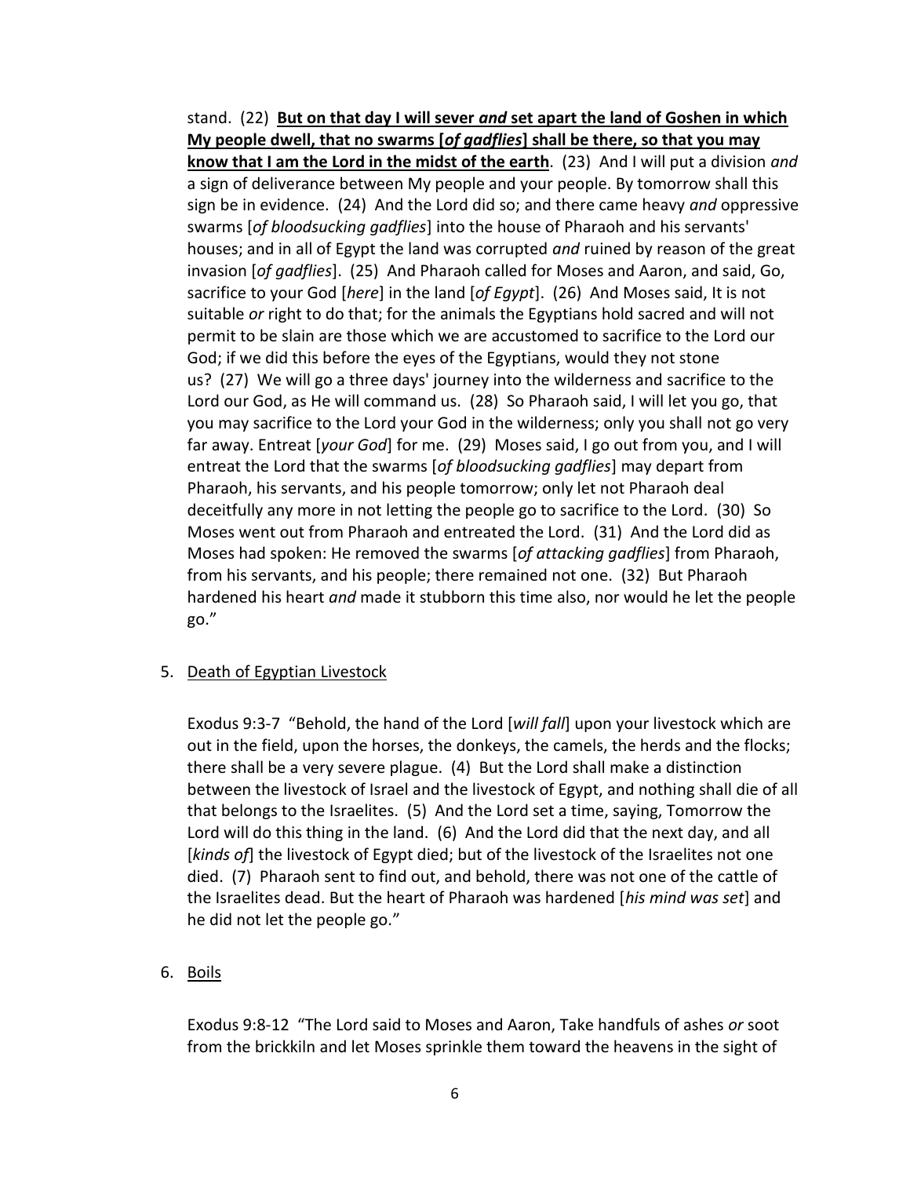stand. (22) **But on that day I will sever *and* set apart the land of Goshen in which My people dwell, that no swarms [*of gadflies*] shall be there, so that you may know that I am the Lord in the midst of the earth**. (23) And I will put a division *and* a sign of deliverance between My people and your people. By tomorrow shall this sign be in evidence. (24) And the Lord did so; and there came heavy *and* oppressive swarms [*of bloodsucking gadflies*] into the house of Pharaoh and his servants' houses; and in all of Egypt the land was corrupted *and* ruined by reason of the great invasion [*of gadflies*]. (25) And Pharaoh called for Moses and Aaron, and said, Go, sacrifice to your God [*here*] in the land [*of Egypt*]. (26) And Moses said, It is not suitable *or* right to do that; for the animals the Egyptians hold sacred and will not permit to be slain are those which we are accustomed to sacrifice to the Lord our God; if we did this before the eyes of the Egyptians, would they not stone us? (27) We will go a three days' journey into the wilderness and sacrifice to the Lord our God, as He will command us. (28) So Pharaoh said, I will let you go, that you may sacrifice to the Lord your God in the wilderness; only you shall not go very far away. Entreat [*your God*] for me. (29) Moses said, I go out from you, and I will entreat the Lord that the swarms [*of bloodsucking gadflies*] may depart from Pharaoh, his servants, and his people tomorrow; only let not Pharaoh deal deceitfully any more in not letting the people go to sacrifice to the Lord. (30) So Moses went out from Pharaoh and entreated the Lord. (31) And the Lord did as Moses had spoken: He removed the swarms [*of attacking gadflies*] from Pharaoh, from his servants, and his people; there remained not one. (32) But Pharaoh hardened his heart *and* made it stubborn this time also, nor would he let the people go."

5. Death of Egyptian Livestock

   Exodus 9:3-7 "Behold, the hand of the Lord [*will fall*] upon your livestock which are out in the field, upon the horses, the donkeys, the camels, the herds and the flocks; there shall be a very severe plague. (4) But the Lord shall make a distinction between the livestock of Israel and the livestock of Egypt, and nothing shall die of all that belongs to the Israelites. (5) And the Lord set a time, saying, Tomorrow the Lord will do this thing in the land. (6) And the Lord did that the next day, and all [*kinds of*] the livestock of Egypt died; but of the livestock of the Israelites not one died. (7) Pharaoh sent to find out, and behold, there was not one of the cattle of the Israelites dead. But the heart of Pharaoh was hardened [*his mind was set*] and he did not let the people go."

6. Boils

   Exodus 9:8-12 "The Lord said to Moses and Aaron, Take handfuls of ashes *or* soot from the brickkiln and let Moses sprinkle them toward the heavens in the sight of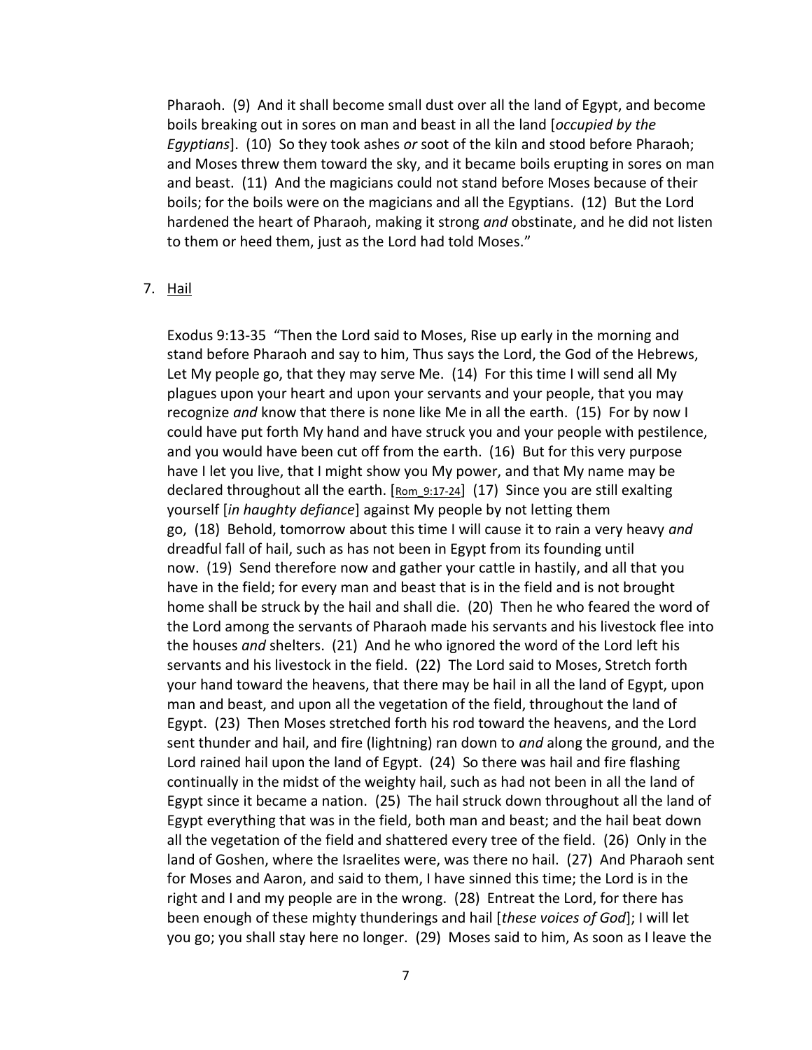Pharaoh. (9) And it shall become small dust over all the land of Egypt, and become boils breaking out in sores on man and beast in all the land [*occupied by the Egyptians*]. (10) So they took ashes *or* soot of the kiln and stood before Pharaoh; and Moses threw them toward the sky, and it became boils erupting in sores on man and beast. (11) And the magicians could not stand before Moses because of their boils; for the boils were on the magicians and all the Egyptians. (12) But the Lord hardened the heart of Pharaoh, making it strong *and* obstinate, and he did not listen to them or heed them, just as the Lord had told Moses."

7. <u>Hail</u>

Exodus 9:13-35 "Then the Lord said to Moses, Rise up early in the morning and stand before Pharaoh and say to him, Thus says the Lord, the God of the Hebrews, Let My people go, that they may serve Me. (14) For this time I will send all My plagues upon your heart and upon your servants and your people, that you may recognize *and* know that there is none like Me in all the earth. (15) For by now I could have put forth My hand and have struck you and your people with pestilence, and you would have been cut off from the earth. (16) But for this very purpose have I let you live, that I might show you My power, and that My name may be declared throughout all the earth. [Rom_9:17-24] (17) Since you are still exalting yourself [*in haughty defiance*] against My people by not letting them go, (18) Behold, tomorrow about this time I will cause it to rain a very heavy *and* dreadful fall of hail, such as has not been in Egypt from its founding until now. (19) Send therefore now and gather your cattle in hastily, and all that you have in the field; for every man and beast that is in the field and is not brought home shall be struck by the hail and shall die. (20) Then he who feared the word of the Lord among the servants of Pharaoh made his servants and his livestock flee into the houses *and* shelters. (21) And he who ignored the word of the Lord left his servants and his livestock in the field. (22) The Lord said to Moses, Stretch forth your hand toward the heavens, that there may be hail in all the land of Egypt, upon man and beast, and upon all the vegetation of the field, throughout the land of Egypt. (23) Then Moses stretched forth his rod toward the heavens, and the Lord sent thunder and hail, and fire (lightning) ran down to *and* along the ground, and the Lord rained hail upon the land of Egypt. (24) So there was hail and fire flashing continually in the midst of the weighty hail, such as had not been in all the land of Egypt since it became a nation. (25) The hail struck down throughout all the land of Egypt everything that was in the field, both man and beast; and the hail beat down all the vegetation of the field and shattered every tree of the field. (26) Only in the land of Goshen, where the Israelites were, was there no hail. (27) And Pharaoh sent for Moses and Aaron, and said to them, I have sinned this time; the Lord is in the right and I and my people are in the wrong. (28) Entreat the Lord, for there has been enough of these mighty thunderings and hail [*these voices of God*]; I will let you go; you shall stay here no longer. (29) Moses said to him, As soon as I leave the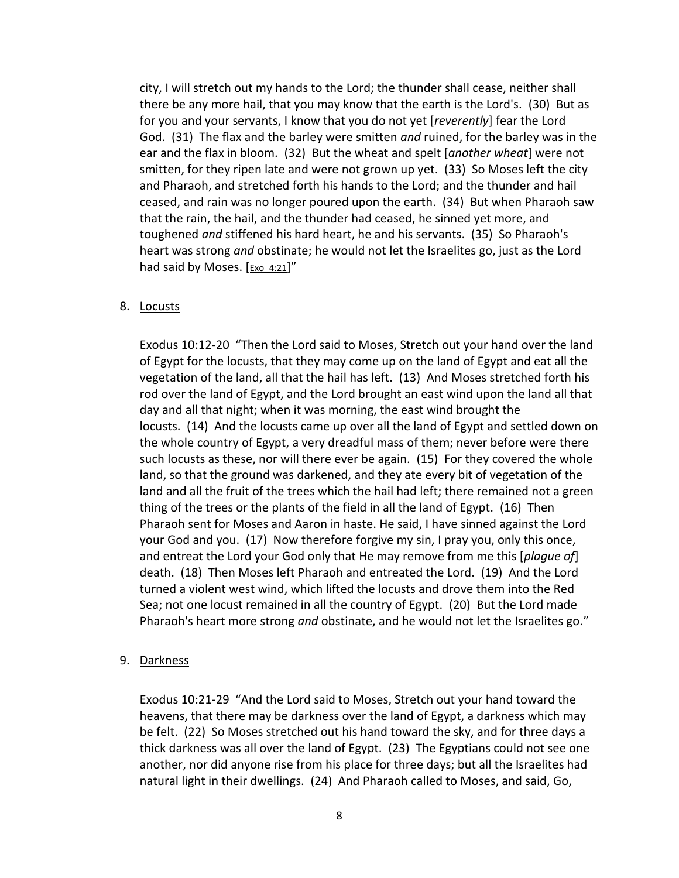city, I will stretch out my hands to the Lord; the thunder shall cease, neither shall there be any more hail, that you may know that the earth is the Lord's. (30) But as for you and your servants, I know that you do not yet [*reverently*] fear the Lord God. (31) The flax and the barley were smitten *and* ruined, for the barley was in the ear and the flax in bloom. (32) But the wheat and spelt [*another wheat*] were not smitten, for they ripen late and were not grown up yet. (33) So Moses left the city and Pharaoh, and stretched forth his hands to the Lord; and the thunder and hail ceased, and rain was no longer poured upon the earth. (34) But when Pharaoh saw that the rain, the hail, and the thunder had ceased, he sinned yet more, and toughened *and* stiffened his hard heart, he and his servants. (35) So Pharaoh's heart was strong *and* obstinate; he would not let the Israelites go, just as the Lord had said by Moses. [Exo 4:21]"

8. <u>Locusts</u>

   Exodus 10:12-20 "Then the Lord said to Moses, Stretch out your hand over the land of Egypt for the locusts, that they may come up on the land of Egypt and eat all the vegetation of the land, all that the hail has left. (13) And Moses stretched forth his rod over the land of Egypt, and the Lord brought an east wind upon the land all that day and all that night; when it was morning, the east wind brought the locusts. (14) And the locusts came up over all the land of Egypt and settled down on the whole country of Egypt, a very dreadful mass of them; never before were there such locusts as these, nor will there ever be again. (15) For they covered the whole land, so that the ground was darkened, and they ate every bit of vegetation of the land and all the fruit of the trees which the hail had left; there remained not a green thing of the trees or the plants of the field in all the land of Egypt. (16) Then Pharaoh sent for Moses and Aaron in haste. He said, I have sinned against the Lord your God and you. (17) Now therefore forgive my sin, I pray you, only this once, and entreat the Lord your God only that He may remove from me this [*plague of*] death. (18) Then Moses left Pharaoh and entreated the Lord. (19) And the Lord turned a violent west wind, which lifted the locusts and drove them into the Red Sea; not one locust remained in all the country of Egypt. (20) But the Lord made Pharaoh's heart more strong *and* obstinate, and he would not let the Israelites go."

9. <u>Darkness</u>

   Exodus 10:21-29 "And the Lord said to Moses, Stretch out your hand toward the heavens, that there may be darkness over the land of Egypt, a darkness which may be felt. (22) So Moses stretched out his hand toward the sky, and for three days a thick darkness was all over the land of Egypt. (23) The Egyptians could not see one another, nor did anyone rise from his place for three days; but all the Israelites had natural light in their dwellings. (24) And Pharaoh called to Moses, and said, Go,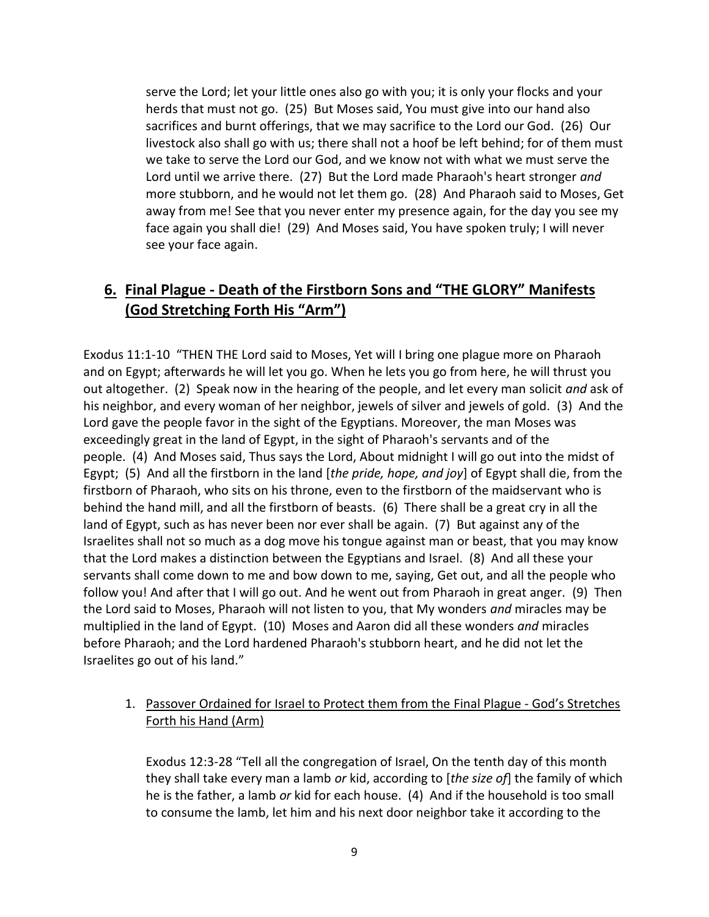serve the Lord; let your little ones also go with you; it is only your flocks and your herds that must not go. (25) But Moses said, You must give into our hand also sacrifices and burnt offerings, that we may sacrifice to the Lord our God. (26) Our livestock also shall go with us; there shall not a hoof be left behind; for of them must we take to serve the Lord our God, and we know not with what we must serve the Lord until we arrive there. (27) But the Lord made Pharaoh's heart stronger *and* more stubborn, and he would not let them go. (28) And Pharaoh said to Moses, Get away from me! See that you never enter my presence again, for the day you see my face again you shall die! (29) And Moses said, You have spoken truly; I will never see your face again.

## 6. <u>Final Plague - Death of the Firstborn Sons and "THE GLORY" Manifests (God Stretching Forth His "Arm")</u>

Exodus 11:1-10 "THEN THE Lord said to Moses, Yet will I bring one plague more on Pharaoh and on Egypt; afterwards he will let you go. When he lets you go from here, he will thrust you out altogether. (2) Speak now in the hearing of the people, and let every man solicit *and* ask of his neighbor, and every woman of her neighbor, jewels of silver and jewels of gold. (3) And the Lord gave the people favor in the sight of the Egyptians. Moreover, the man Moses was exceedingly great in the land of Egypt, in the sight of Pharaoh's servants and of the people. (4) And Moses said, Thus says the Lord, About midnight I will go out into the midst of Egypt; (5) And all the firstborn in the land [*the pride, hope, and joy*] of Egypt shall die, from the firstborn of Pharaoh, who sits on his throne, even to the firstborn of the maidservant who is behind the hand mill, and all the firstborn of beasts. (6) There shall be a great cry in all the land of Egypt, such as has never been nor ever shall be again. (7) But against any of the Israelites shall not so much as a dog move his tongue against man or beast, that you may know that the Lord makes a distinction between the Egyptians and Israel. (8) And all these your servants shall come down to me and bow down to me, saying, Get out, and all the people who follow you! And after that I will go out. And he went out from Pharaoh in great anger. (9) Then the Lord said to Moses, Pharaoh will not listen to you, that My wonders *and* miracles may be multiplied in the land of Egypt. (10) Moses and Aaron did all these wonders *and* miracles before Pharaoh; and the Lord hardened Pharaoh's stubborn heart, and he did not let the Israelites go out of his land."

1. <u>Passover Ordained for Israel to Protect them from the Final Plague - God's Stretches Forth his Hand (Arm)</u>

   Exodus 12:3-28 "Tell all the congregation of Israel, On the tenth day of this month they shall take every man a lamb *or* kid, according to [*the size of*] the family of which he is the father, a lamb *or* kid for each house. (4) And if the household is too small to consume the lamb, let him and his next door neighbor take it according to the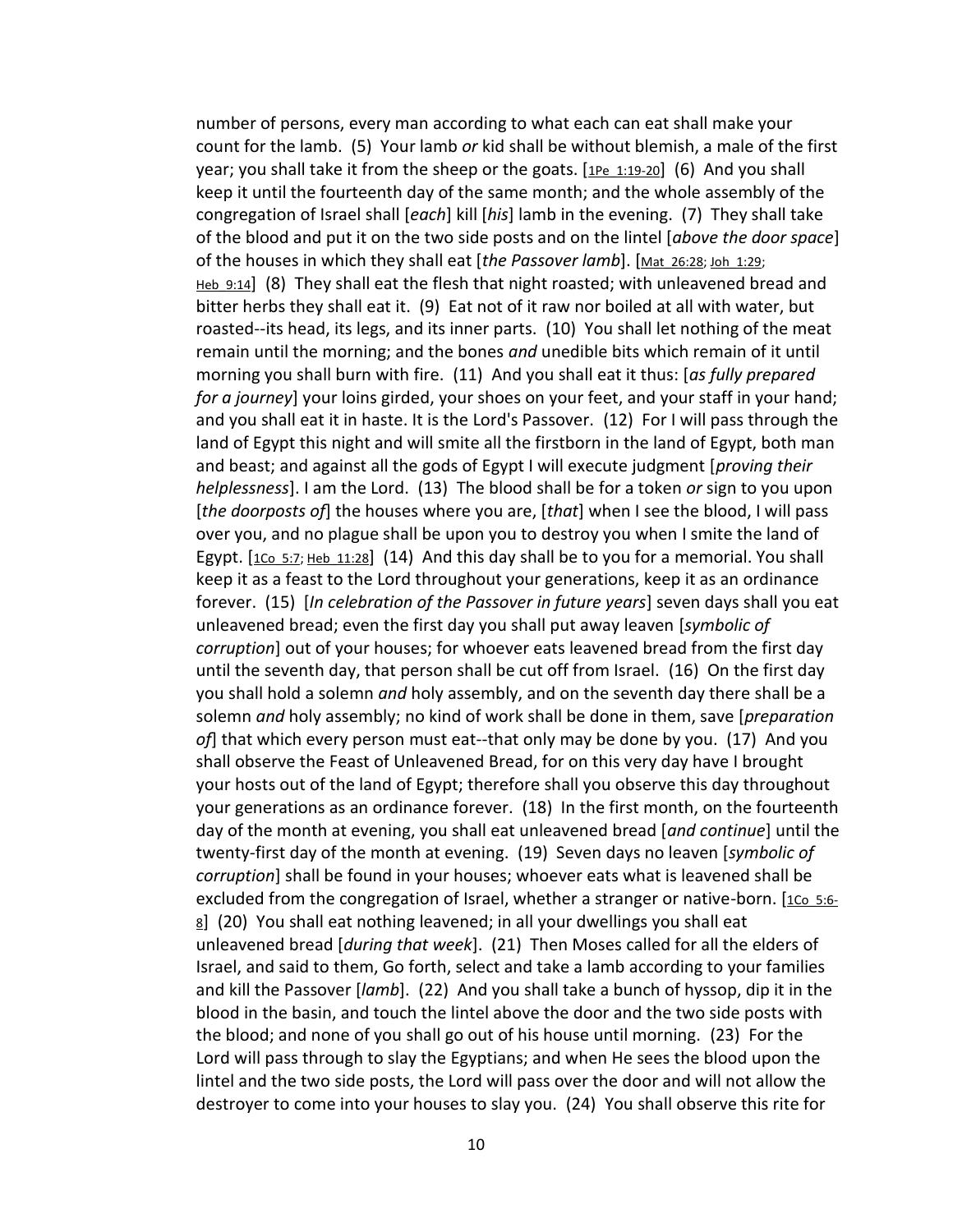number of persons, every man according to what each can eat shall make your count for the lamb. (5) Your lamb *or* kid shall be without blemish, a male of the first year; you shall take it from the sheep or the goats. [1Pe 1:19-20] (6) And you shall keep it until the fourteenth day of the same month; and the whole assembly of the congregation of Israel shall [*each*] kill [*his*] lamb in the evening. (7) They shall take of the blood and put it on the two side posts and on the lintel [*above the door space*] of the houses in which they shall eat [*the Passover lamb*]. [Mat 26:28; Joh 1:29; Heb 9:14] (8) They shall eat the flesh that night roasted; with unleavened bread and bitter herbs they shall eat it. (9) Eat not of it raw nor boiled at all with water, but roasted--its head, its legs, and its inner parts. (10) You shall let nothing of the meat remain until the morning; and the bones *and* unedible bits which remain of it until morning you shall burn with fire. (11) And you shall eat it thus: [*as fully prepared for a journey*] your loins girded, your shoes on your feet, and your staff in your hand; and you shall eat it in haste. It is the Lord's Passover. (12) For I will pass through the land of Egypt this night and will smite all the firstborn in the land of Egypt, both man and beast; and against all the gods of Egypt I will execute judgment [*proving their helplessness*]. I am the Lord. (13) The blood shall be for a token *or* sign to you upon [*the doorposts of*] the houses where you are, [*that*] when I see the blood, I will pass over you, and no plague shall be upon you to destroy you when I smite the land of Egypt. [1Co 5:7; Heb 11:28] (14) And this day shall be to you for a memorial. You shall keep it as a feast to the Lord throughout your generations, keep it as an ordinance forever. (15) [*In celebration of the Passover in future years*] seven days shall you eat unleavened bread; even the first day you shall put away leaven [*symbolic of corruption*] out of your houses; for whoever eats leavened bread from the first day until the seventh day, that person shall be cut off from Israel. (16) On the first day you shall hold a solemn *and* holy assembly, and on the seventh day there shall be a solemn *and* holy assembly; no kind of work shall be done in them, save [*preparation of*] that which every person must eat--that only may be done by you. (17) And you shall observe the Feast of Unleavened Bread, for on this very day have I brought your hosts out of the land of Egypt; therefore shall you observe this day throughout your generations as an ordinance forever. (18) In the first month, on the fourteenth day of the month at evening, you shall eat unleavened bread [*and continue*] until the twenty-first day of the month at evening. (19) Seven days no leaven [*symbolic of corruption*] shall be found in your houses; whoever eats what is leavened shall be excluded from the congregation of Israel, whether a stranger or native-born. [1Co 5:6-8] (20) You shall eat nothing leavened; in all your dwellings you shall eat unleavened bread [*during that week*]. (21) Then Moses called for all the elders of Israel, and said to them, Go forth, select and take a lamb according to your families and kill the Passover [*lamb*]. (22) And you shall take a bunch of hyssop, dip it in the blood in the basin, and touch the lintel above the door and the two side posts with the blood; and none of you shall go out of his house until morning. (23) For the Lord will pass through to slay the Egyptians; and when He sees the blood upon the lintel and the two side posts, the Lord will pass over the door and will not allow the destroyer to come into your houses to slay you. (24) You shall observe this rite for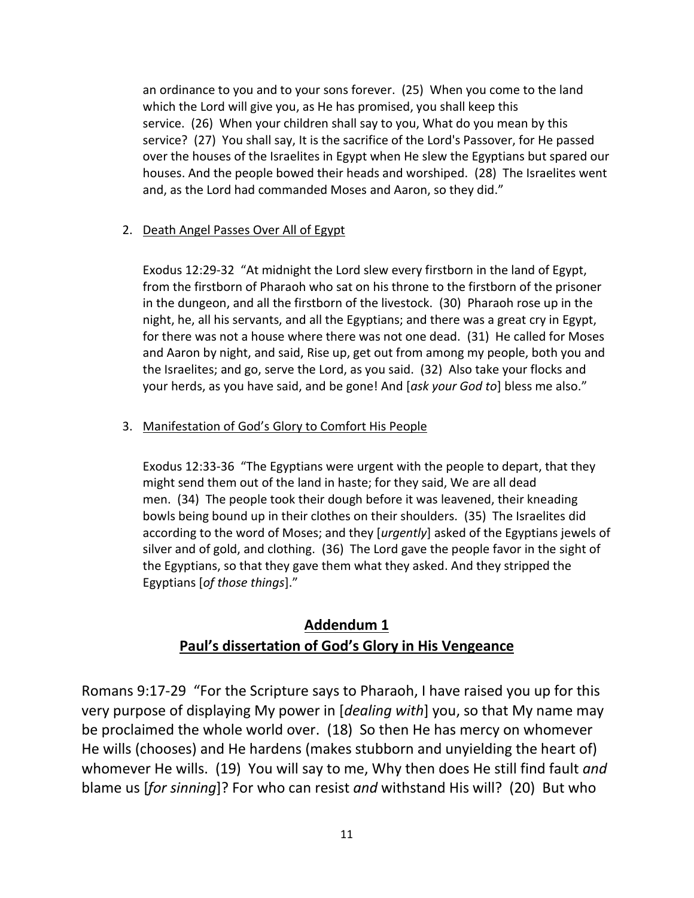an ordinance to you and to your sons forever. (25) When you come to the land which the Lord will give you, as He has promised, you shall keep this service. (26) When your children shall say to you, What do you mean by this service? (27) You shall say, It is the sacrifice of the Lord's Passover, for He passed over the houses of the Israelites in Egypt when He slew the Egyptians but spared our houses. And the people bowed their heads and worshiped. (28) The Israelites went and, as the Lord had commanded Moses and Aaron, so they did."

2. <u>Death Angel Passes Over All of Egypt</u>

   Exodus 12:29-32 "At midnight the Lord slew every firstborn in the land of Egypt, from the firstborn of Pharaoh who sat on his throne to the firstborn of the prisoner in the dungeon, and all the firstborn of the livestock. (30) Pharaoh rose up in the night, he, all his servants, and all the Egyptians; and there was a great cry in Egypt, for there was not a house where there was not one dead. (31) He called for Moses and Aaron by night, and said, Rise up, get out from among my people, both you and the Israelites; and go, serve the Lord, as you said. (32) Also take your flocks and your herds, as you have said, and be gone! And [*ask your God to*] bless me also."

3. <u>Manifestation of God's Glory to Comfort His People</u>

   Exodus 12:33-36 "The Egyptians were urgent with the people to depart, that they might send them out of the land in haste; for they said, We are all dead men. (34) The people took their dough before it was leavened, their kneading bowls being bound up in their clothes on their shoulders. (35) The Israelites did according to the word of Moses; and they [*urgently*] asked of the Egyptians jewels of silver and of gold, and clothing. (36) The Lord gave the people favor in the sight of the Egyptians, so that they gave them what they asked. And they stripped the Egyptians [*of those things*]."

## **<u>Addendum 1</u>**
## **<u>Paul's dissertation of God's Glory in His Vengeance</u>**

Romans 9:17-29 "For the Scripture says to Pharaoh, I have raised you up for this very purpose of displaying My power in [*dealing with*] you, so that My name may be proclaimed the whole world over. (18) So then He has mercy on whomever He wills (chooses) and He hardens (makes stubborn and unyielding the heart of) whomever He wills. (19) You will say to me, Why then does He still find fault *and* blame us [*for sinning*]? For who can resist *and* withstand His will? (20) But who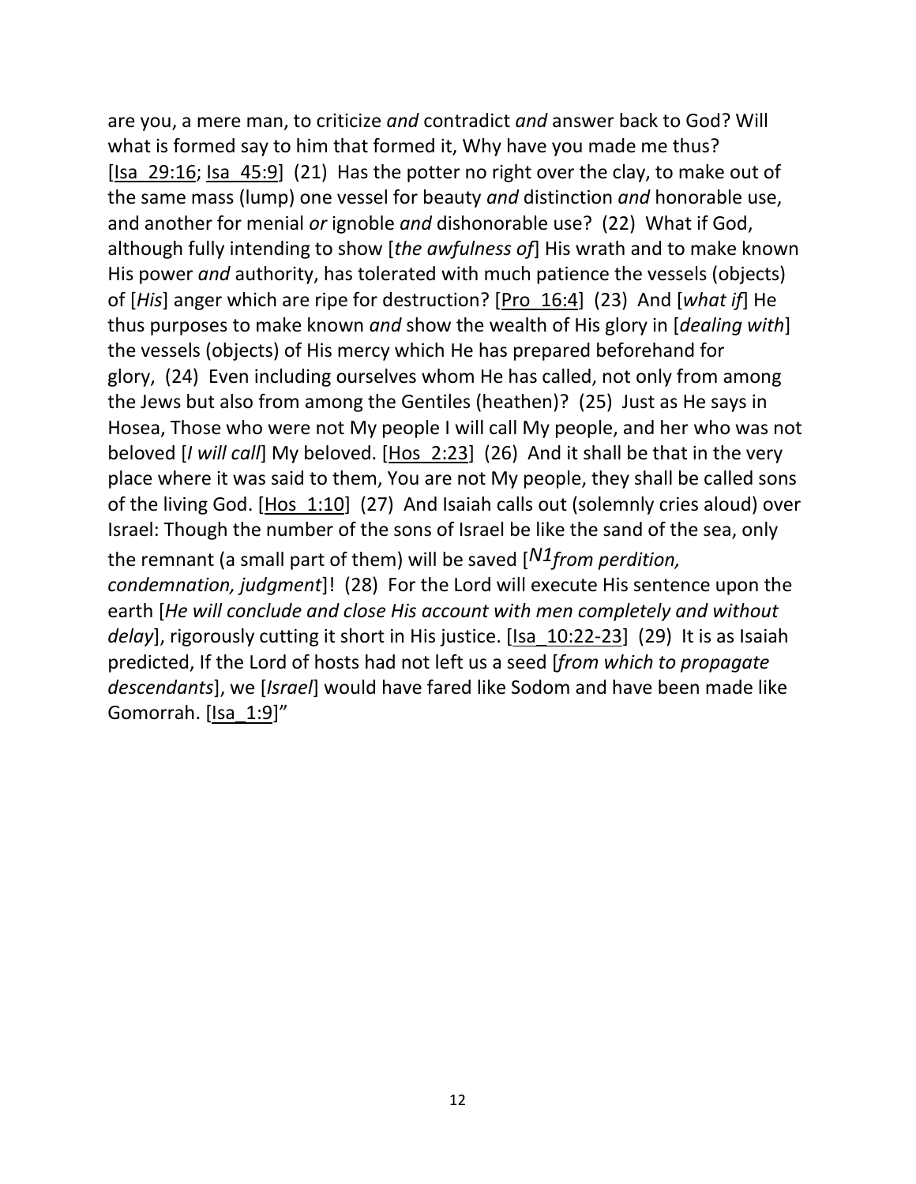are you, a mere man, to criticize *and* contradict *and* answer back to God? Will what is formed say to him that formed it, Why have you made me thus? [Isa_29:16; Isa_45:9] (21) Has the potter no right over the clay, to make out of the same mass (lump) one vessel for beauty *and* distinction *and* honorable use, and another for menial *or* ignoble *and* dishonorable use? (22) What if God, although fully intending to show [*the awfulness of*] His wrath and to make known His power *and* authority, has tolerated with much patience the vessels (objects) of [*His*] anger which are ripe for destruction? [Pro_16:4] (23) And [*what if*] He thus purposes to make known *and* show the wealth of His glory in [*dealing with*] the vessels (objects) of His mercy which He has prepared beforehand for glory, (24) Even including ourselves whom He has called, not only from among the Jews but also from among the Gentiles (heathen)? (25) Just as He says in Hosea, Those who were not My people I will call My people, and her who was not beloved [*I will call*] My beloved. [Hos_2:23] (26) And it shall be that in the very place where it was said to them, You are not My people, they shall be called sons of the living God. [Hos_1:10] (27) And Isaiah calls out (solemnly cries aloud) over Israel: Though the number of the sons of Israel be like the sand of the sea, only the remnant (a small part of them) will be saved [[N1]*from perdition, condemnation, judgment*]! (28) For the Lord will execute His sentence upon the earth [*He will conclude and close His account with men completely and without delay*], rigorously cutting it short in His justice. [Isa_10:22-23] (29) It is as Isaiah predicted, If the Lord of hosts had not left us a seed [*from which to propagate descendants*], we [*Israel*] would have fared like Sodom and have been made like Gomorrah. [Isa_1:9]"